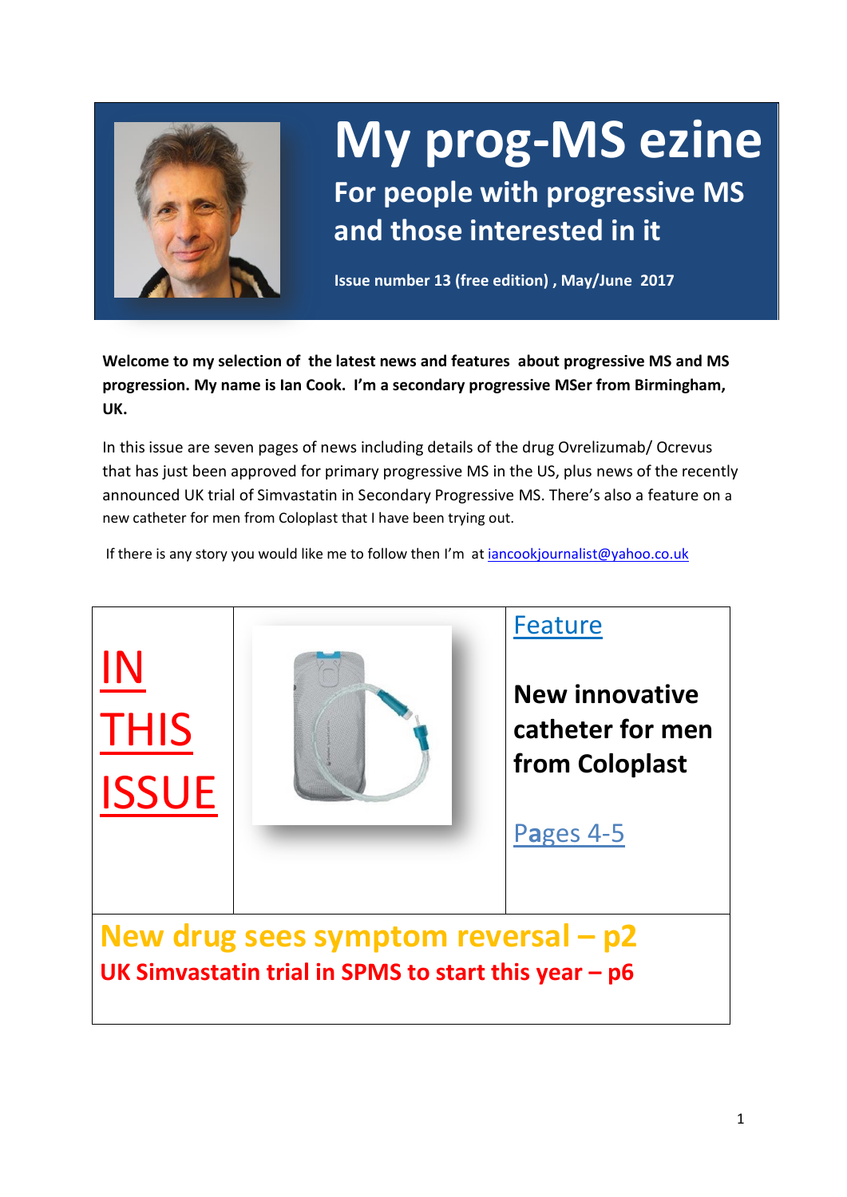# My prog-MS ezine

## For people with progressive MS and those interested in it

**Issue number 13 (free edition) , May/June 2017**

**Welcome to my selection of the latest news and features about progressive MS and MS progression. My name is Ian Cook. I'm a secondary progressive MSer from Birmingham, UK.**

In this issue are seven pages of news including details of the drug Ovrelizumab/ Ocrevus that has just been approved for primary progressive MS in the US, plus news of the recently announced UK trial of Simvastatin in Secondary Progressive MS. There's also a feature on a new catheter for men from Coloplast that I have been trying out.

If there is any story you would like me to follow then I'm at iancookjournalist@yahoo.co.uk

## IN THIS ISSUE

**Feature**

**New innovative catheter for men from Coloplast**

Pages 4-5

**New drug sees symptom reversal – p2**

**UK Simvastatin trial in SPMS to start this year – p6**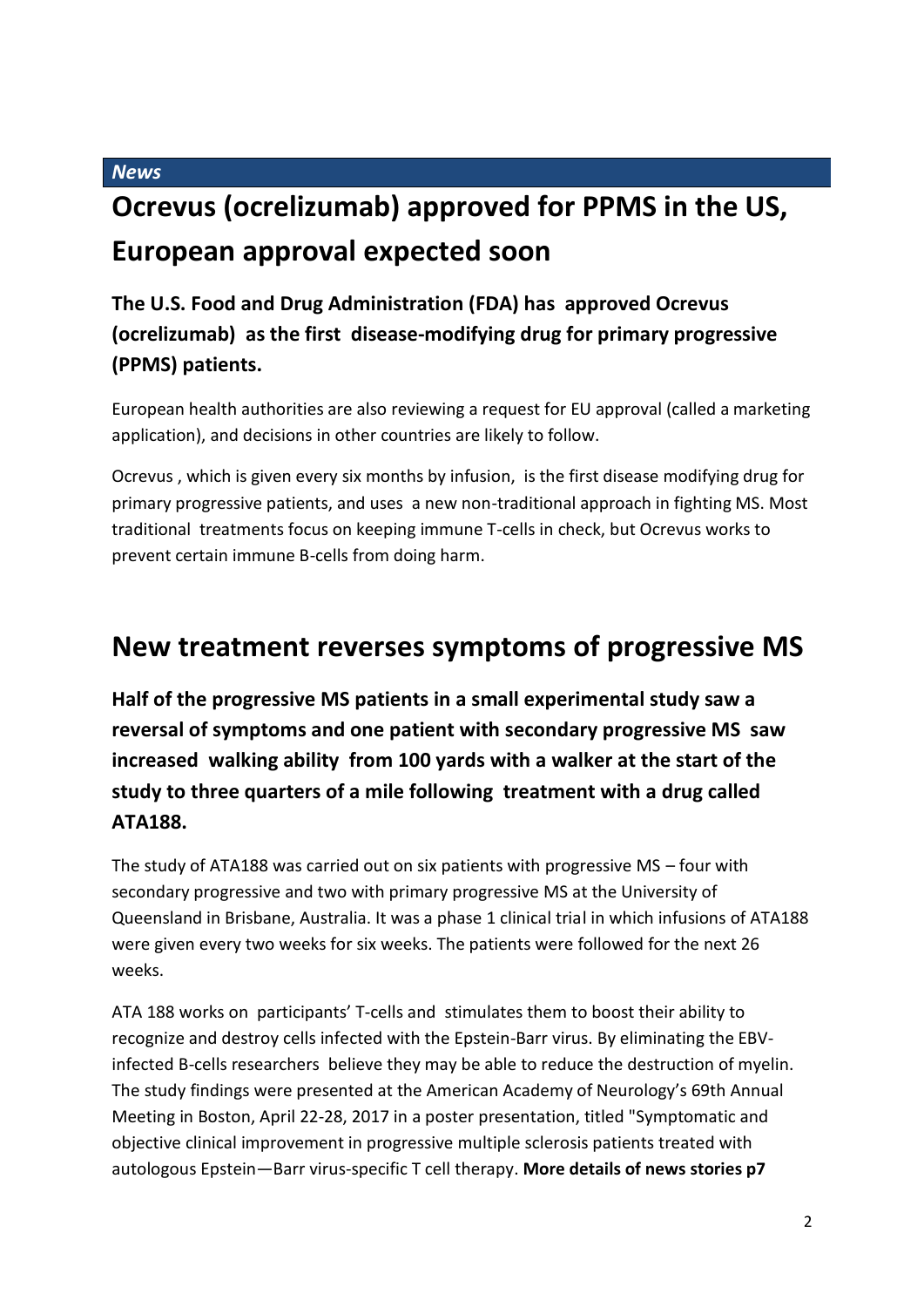*News*

# Ocrevus (ocrelizumab) approved for PPMS in the US, European approval expected soon

### The U.S. Food and Drug Administration (FDA) has approved Ocrevus (ocrelizumab) as the first disease-modifying drug for primary progressive (PPMS) patients.

European health authorities are also reviewing a request for EU approval (called a marketing application), and decisions in other countries are likely to follow.

Ocrevus , which is given every six months by infusion, is the first disease modifying drug for primary progressive patients, and uses a new non-traditional approach in fighting MS. Most traditional treatments focus on keeping immune T-cells in check, but Ocrevus works to prevent certain immune B-cells from doing harm.

# New treatment reverses symptoms of progressive MS

### Half of the progressive MS patients in a small experimental study saw a reversal of symptoms and one patient with secondary progressive MS saw increased walking ability from 100 yards with a walker at the start of the study to three quarters of a mile following treatment with a drug called ATA188.

The study of ATA188 was carried out on six patients with progressive MS – four with secondary progressive and two with primary progressive MS at the University of Queensland in Brisbane, Australia. It was a phase 1 clinical trial in which infusions of ATA188 were given every two weeks for six weeks. The patients were followed for the next 26 weeks.

ATA 188 works on participants' T-cells and stimulates them to boost their ability to recognize and destroy cells infected with the Epstein-Barr virus. By eliminating the EBV-infected B-cells researchers believe they may be able to reduce the destruction of myelin. The study findings were presented at the American Academy of Neurology's 69th Annual Meeting in Boston, April 22-28, 2017 in a poster presentation, titled "Symptomatic and objective clinical improvement in progressive multiple sclerosis patients treated with autologous Epstein—Barr virus-specific T cell therapy. **More details of news stories p7**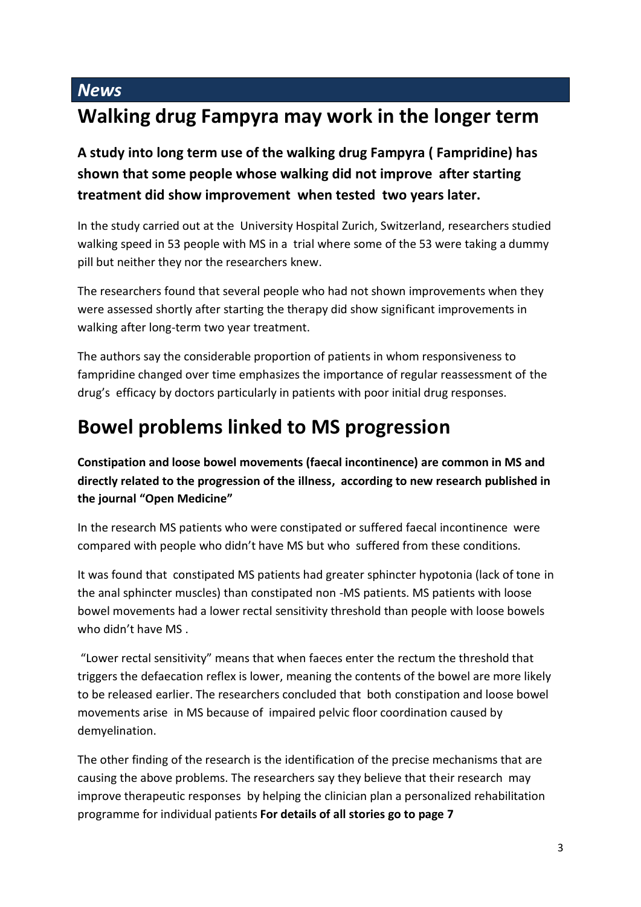## *News*

# Walking drug Fampyra may work in the longer term

**A study into long term use of the walking drug Fampyra ( Fampridine) has shown that some people whose walking did not improve after starting treatment did show improvement when tested two years later.**

In the study carried out at the University Hospital Zurich, Switzerland, researchers studied walking speed in 53 people with MS in a trial where some of the 53 were taking a dummy pill but neither they nor the researchers knew.

The researchers found that several people who had not shown improvements when they were assessed shortly after starting the therapy did show significant improvements in walking after long-term two year treatment.

The authors say the considerable proportion of patients in whom responsiveness to fampridine changed over time emphasizes the importance of regular reassessment of the drug's efficacy by doctors particularly in patients with poor initial drug responses.

# Bowel problems linked to MS progression

**Constipation and loose bowel movements (faecal incontinence) are common in MS and directly related to the progression of the illness, according to new research published in the journal "Open Medicine"**

In the research MS patients who were constipated or suffered faecal incontinence were compared with people who didn't have MS but who suffered from these conditions.

It was found that constipated MS patients had greater sphincter hypotonia (lack of tone in the anal sphincter muscles) than constipated non -MS patients. MS patients with loose bowel movements had a lower rectal sensitivity threshold than people with loose bowels who didn't have MS .

"Lower rectal sensitivity" means that when faeces enter the rectum the threshold that triggers the defaecation reflex is lower, meaning the contents of the bowel are more likely to be released earlier. The researchers concluded that both constipation and loose bowel movements arise in MS because of impaired pelvic floor coordination caused by demyelination.

The other finding of the research is the identification of the precise mechanisms that are causing the above problems. The researchers say they believe that their research may improve therapeutic responses by helping the clinician plan a personalized rehabilitation programme for individual patients **For details of all stories go to page 7**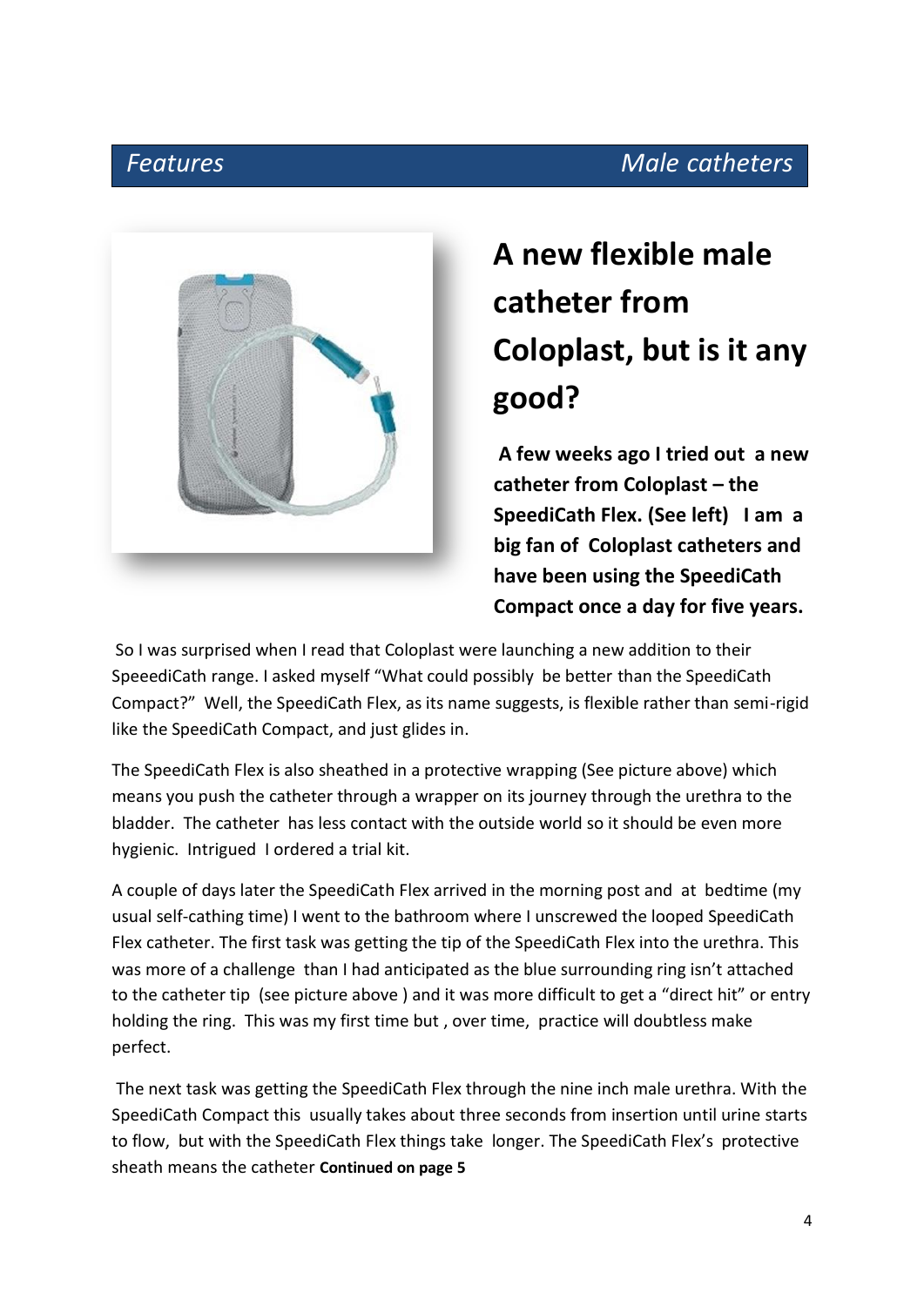*Features* *Male catheters*

# A new flexible male catheter from Coloplast, but is it any good?

**A few weeks ago I tried out a new catheter from Coloplast – the SpeediCath Flex. (See left) I am a big fan of Coloplast catheters and have been using the SpeediCath Compact once a day for five years.**

So I was surprised when I read that Coloplast were launching a new addition to their SpeeediCath range. I asked myself "What could possibly be better than the SpeediCath Compact?" Well, the SpeediCath Flex, as its name suggests, is flexible rather than semi-rigid like the SpeediCath Compact, and just glides in.

The SpeediCath Flex is also sheathed in a protective wrapping (See picture above) which means you push the catheter through a wrapper on its journey through the urethra to the bladder. The catheter has less contact with the outside world so it should be even more hygienic. Intrigued I ordered a trial kit.

A couple of days later the SpeediCath Flex arrived in the morning post and at bedtime (my usual self-cathing time) I went to the bathroom where I unscrewed the looped SpeediCath Flex catheter. The first task was getting the tip of the SpeediCath Flex into the urethra. This was more of a challenge than I had anticipated as the blue surrounding ring isn't attached to the catheter tip (see picture above ) and it was more difficult to get a "direct hit" or entry holding the ring. This was my first time but , over time, practice will doubtless make perfect.

The next task was getting the SpeediCath Flex through the nine inch male urethra. With the SpeediCath Compact this usually takes about three seconds from insertion until urine starts to flow, but with the SpeediCath Flex things take longer. The SpeediCath Flex's protective sheath means the catheter **Continued on page 5**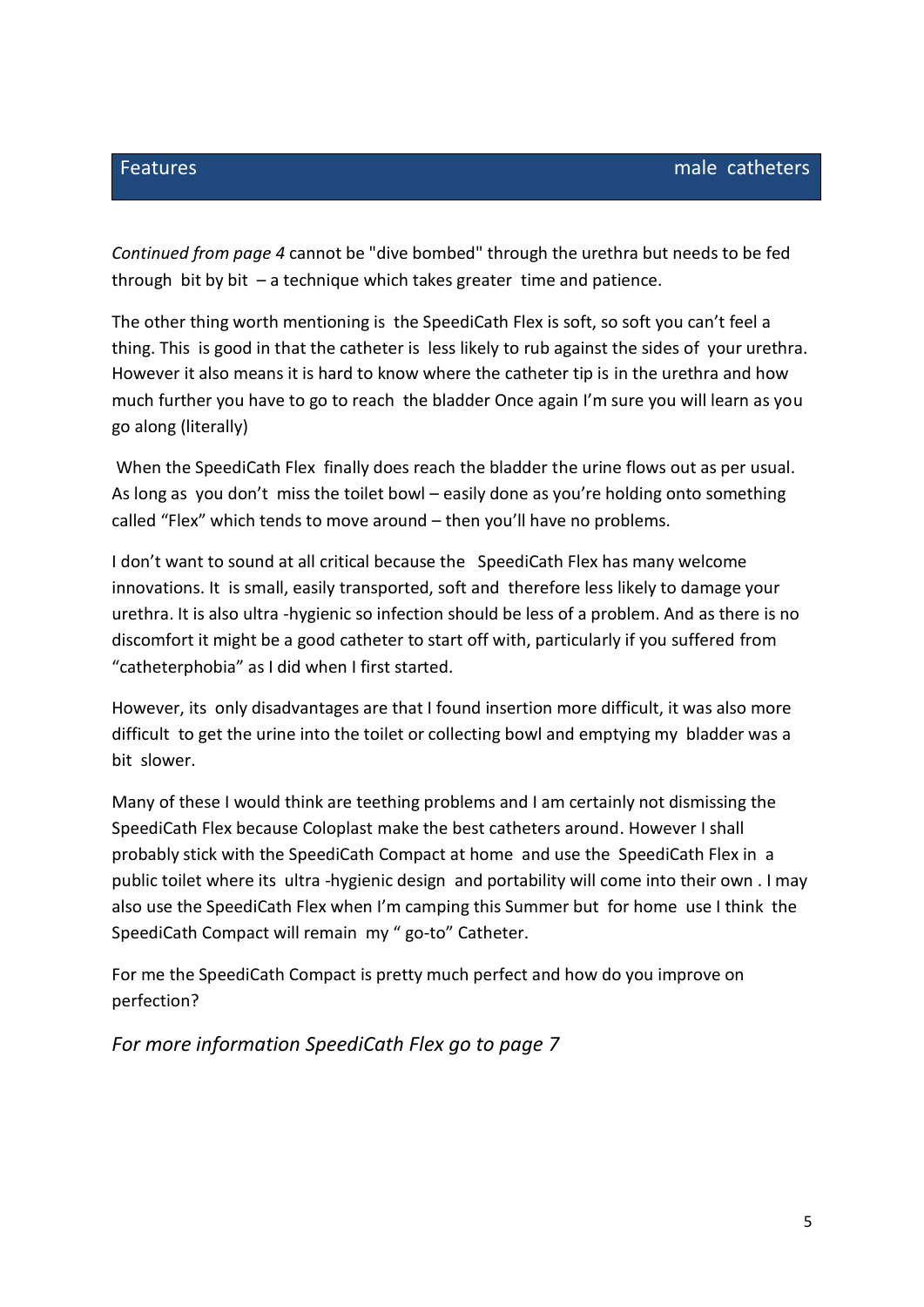Features male catheters

*Continued from page 4* cannot be "dive bombed" through the urethra but needs to be fed through bit by bit – a technique which takes greater time and patience.

The other thing worth mentioning is the SpeediCath Flex is soft, so soft you can't feel a thing. This is good in that the catheter is less likely to rub against the sides of your urethra. However it also means it is hard to know where the catheter tip is in the urethra and how much further you have to go to reach the bladder Once again I'm sure you will learn as you go along (literally)

When the SpeediCath Flex finally does reach the bladder the urine flows out as per usual. As long as you don't miss the toilet bowl – easily done as you're holding onto something called "Flex" which tends to move around – then you'll have no problems.

I don't want to sound at all critical because the SpeediCath Flex has many welcome innovations. It is small, easily transported, soft and therefore less likely to damage your urethra. It is also ultra -hygienic so infection should be less of a problem. And as there is no discomfort it might be a good catheter to start off with, particularly if you suffered from "catheterphobia" as I did when I first started.

However, its only disadvantages are that I found insertion more difficult, it was also more difficult to get the urine into the toilet or collecting bowl and emptying my bladder was a bit slower.

Many of these I would think are teething problems and I am certainly not dismissing the SpeediCath Flex because Coloplast make the best catheters around. However I shall probably stick with the SpeediCath Compact at home and use the SpeediCath Flex in a public toilet where its ultra -hygienic design and portability will come into their own . I may also use the SpeediCath Flex when I'm camping this Summer but for home use I think the SpeediCath Compact will remain my " go-to" Catheter.

For me the SpeediCath Compact is pretty much perfect and how do you improve on perfection?

*For more information SpeediCath Flex go to page 7*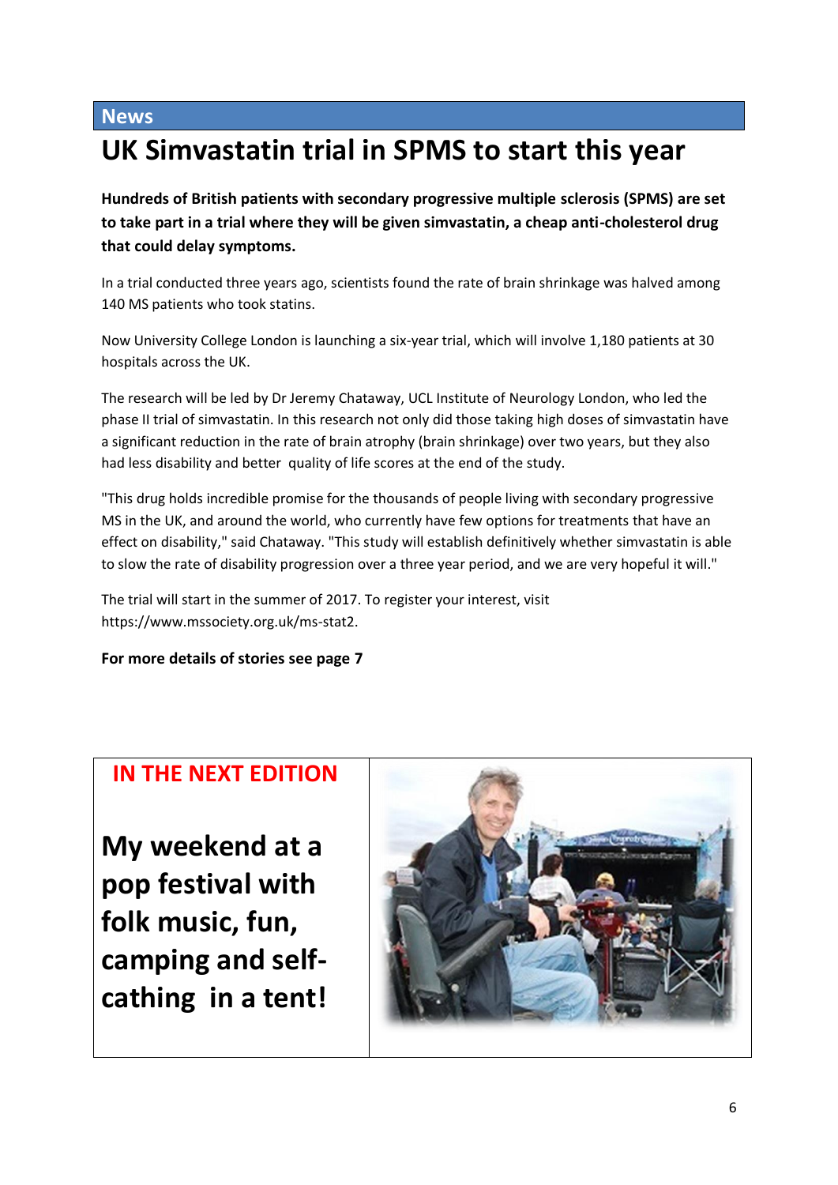**News**

# UK Simvastatin trial in SPMS to start this year

**Hundreds of British patients with secondary progressive multiple sclerosis (SPMS) are set to take part in a trial where they will be given simvastatin, a cheap anti-cholesterol drug that could delay symptoms.**

In a trial conducted three years ago, scientists found the rate of brain shrinkage was halved among 140 MS patients who took statins.

Now University College London is launching a six-year trial, which will involve 1,180 patients at 30 hospitals across the UK.

The research will be led by Dr Jeremy Chataway, UCL Institute of Neurology London, who led the phase II trial of simvastatin. In this research not only did those taking high doses of simvastatin have a significant reduction in the rate of brain atrophy (brain shrinkage) over two years, but they also had less disability and better quality of life scores at the end of the study.

"This drug holds incredible promise for the thousands of people living with secondary progressive MS in the UK, and around the world, who currently have few options for treatments that have an effect on disability," said Chataway. "This study will establish definitively whether simvastatin is able to slow the rate of disability progression over a three year period, and we are very hopeful it will."

The trial will start in the summer of 2017. To register your interest, visit https://www.mssociety.org.uk/ms-stat2.

**For more details of stories see page 7**

## IN THE NEXT EDITION

## My weekend at a pop festival with folk music, fun, camping and self-cathing in a tent!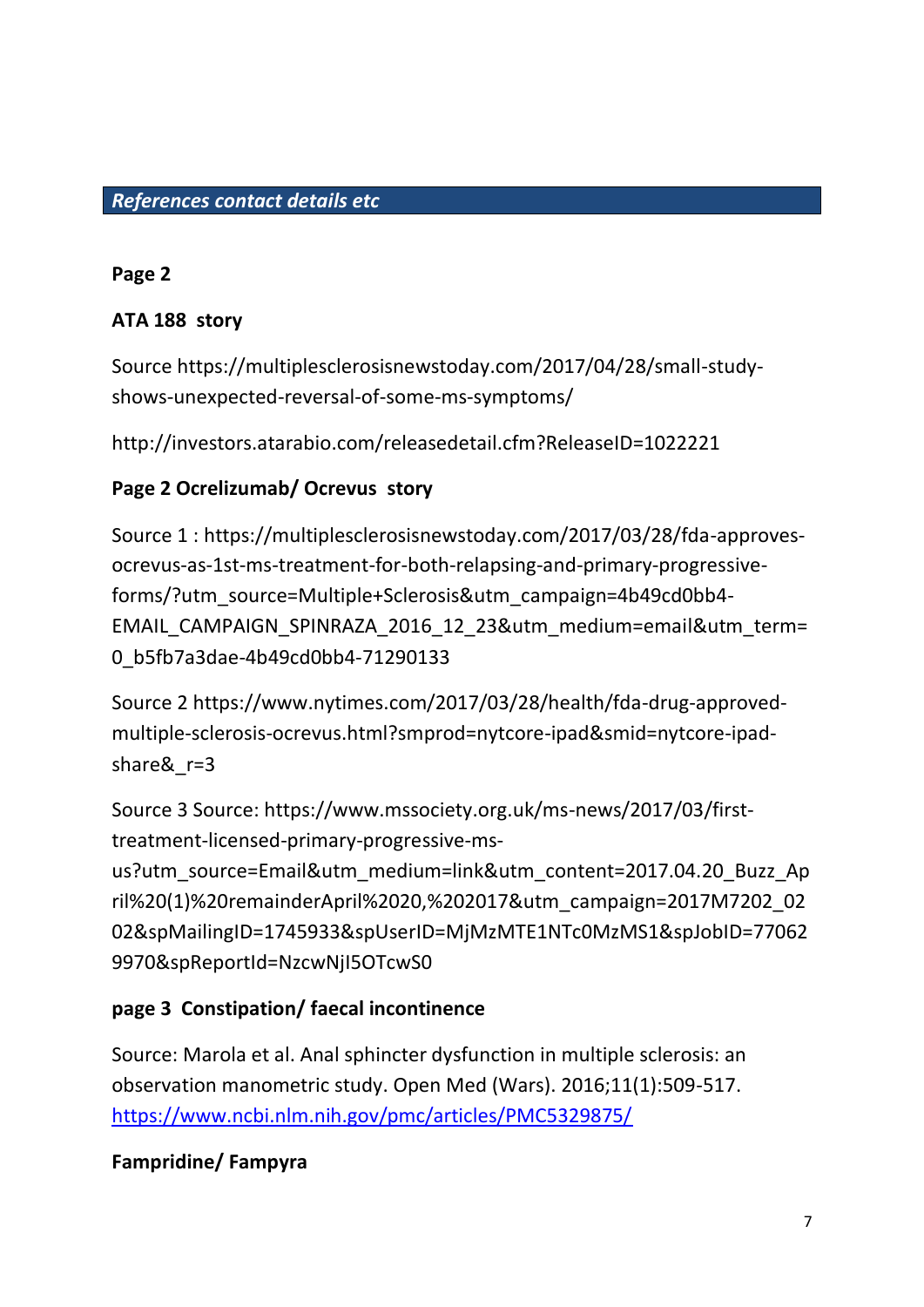## *References contact details etc*

**Page 2**

**ATA 188  story**

Source https://multiplesclerosisnewstoday.com/2017/04/28/small-study-shows-unexpected-reversal-of-some-ms-symptoms/

http://investors.atarabio.com/releasedetail.cfm?ReleaseID=1022221

**Page 2 Ocrelizumab/ Ocrevus  story**

Source 1 : https://multiplesclerosisnewstoday.com/2017/03/28/fda-approves-ocrevus-as-1st-ms-treatment-for-both-relapsing-and-primary-progressive-forms/?utm_source=Multiple+Sclerosis&utm_campaign=4b49cd0bb4-EMAIL_CAMPAIGN_SPINRAZA_2016_12_23&utm_medium=email&utm_term=0_b5fb7a3dae-4b49cd0bb4-71290133

Source 2 https://www.nytimes.com/2017/03/28/health/fda-drug-approved-multiple-sclerosis-ocrevus.html?smprod=nytcore-ipad&smid=nytcore-ipad-share&_r=3

Source 3 Source: https://www.mssociety.org.uk/ms-news/2017/03/first-treatment-licensed-primary-progressive-ms-us?utm_source=Email&utm_medium=link&utm_content=2017.04.20_Buzz_April%20(1)%20remainderApril%2020,%202017&utm_campaign=2017M7202_0202&spMailingID=1745933&spUserID=MjMzMTE1NTc0MzMS1&spJobID=770629970&spReportId=NzcwNjI5OTcwS0

**page 3  Constipation/ faecal incontinence**

Source: Marola et al. Anal sphincter dysfunction in multiple sclerosis: an observation manometric study. Open Med (Wars). 2016;11(1):509-517. https://www.ncbi.nlm.nih.gov/pmc/articles/PMC5329875/

**Fampridine/ Fampyra**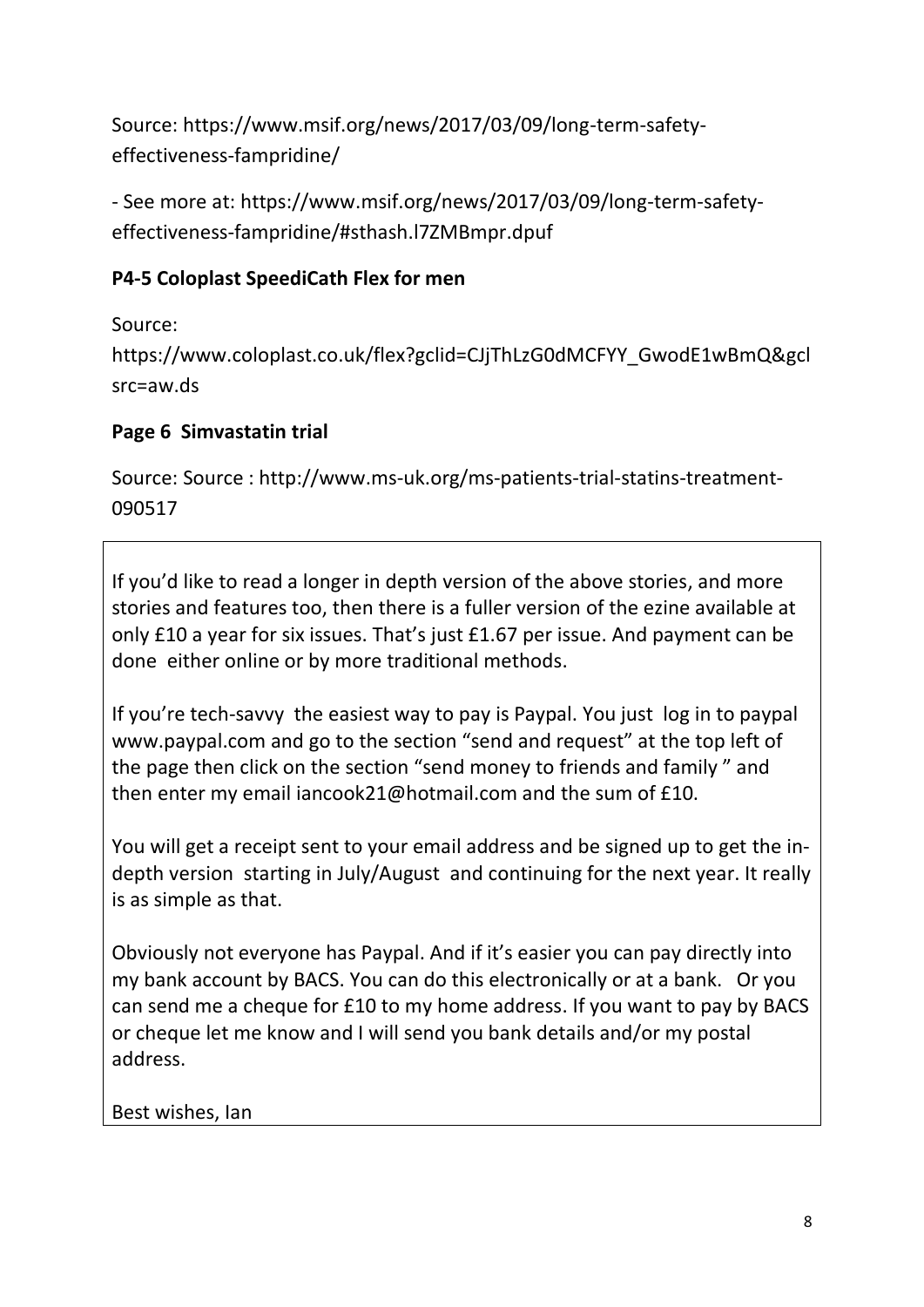Source: https://www.msif.org/news/2017/03/09/long-term-safety-effectiveness-fampridine/

- See more at: https://www.msif.org/news/2017/03/09/long-term-safety-effectiveness-fampridine/#sthash.l7ZMBmpr.dpuf

**P4-5 Coloplast SpeediCath Flex for men**

Source:
https://www.coloplast.co.uk/flex?gclid=CJjThLzG0dMCFYY_GwodE1wBmQ&gclsrc=aw.ds

**Page 6 Simvastatin trial**

Source: Source : http://www.ms-uk.org/ms-patients-trial-statins-treatment-090517

If you'd like to read a longer in depth version of the above stories, and more stories and features too, then there is a fuller version of the ezine available at only £10 a year for six issues. That's just £1.67 per issue. And payment can be done either online or by more traditional methods.

If you're tech-savvy the easiest way to pay is Paypal. You just log in to paypal www.paypal.com and go to the section "send and request" at the top left of the page then click on the section "send money to friends and family " and then enter my email iancook21@hotmail.com and the sum of £10.

You will get a receipt sent to your email address and be signed up to get the in-depth version starting in July/August and continuing for the next year. It really is as simple as that.

Obviously not everyone has Paypal. And if it's easier you can pay directly into my bank account by BACS. You can do this electronically or at a bank. Or you can send me a cheque for £10 to my home address. If you want to pay by BACS or cheque let me know and I will send you bank details and/or my postal address.

Best wishes, Ian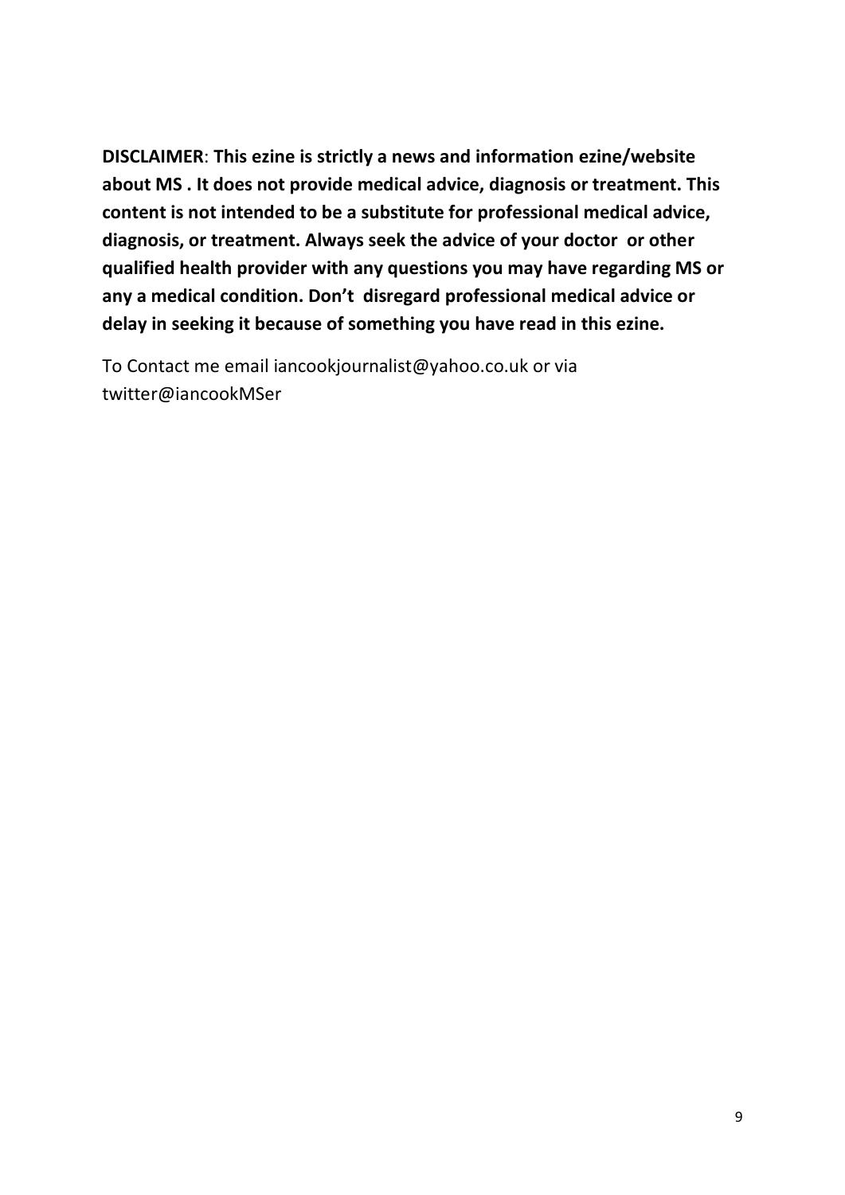**DISCLAIMER**: **This ezine is strictly a news and information ezine/website about MS . It does not provide medical advice, diagnosis or treatment. This content is not intended to be a substitute for professional medical advice, diagnosis, or treatment. Always seek the advice of your doctor or other qualified health provider with any questions you may have regarding MS or any a medical condition. Don't disregard professional medical advice or delay in seeking it because of something you have read in this ezine.**

To Contact me email iancookjournalist@yahoo.co.uk or via twitter@iancookMSer